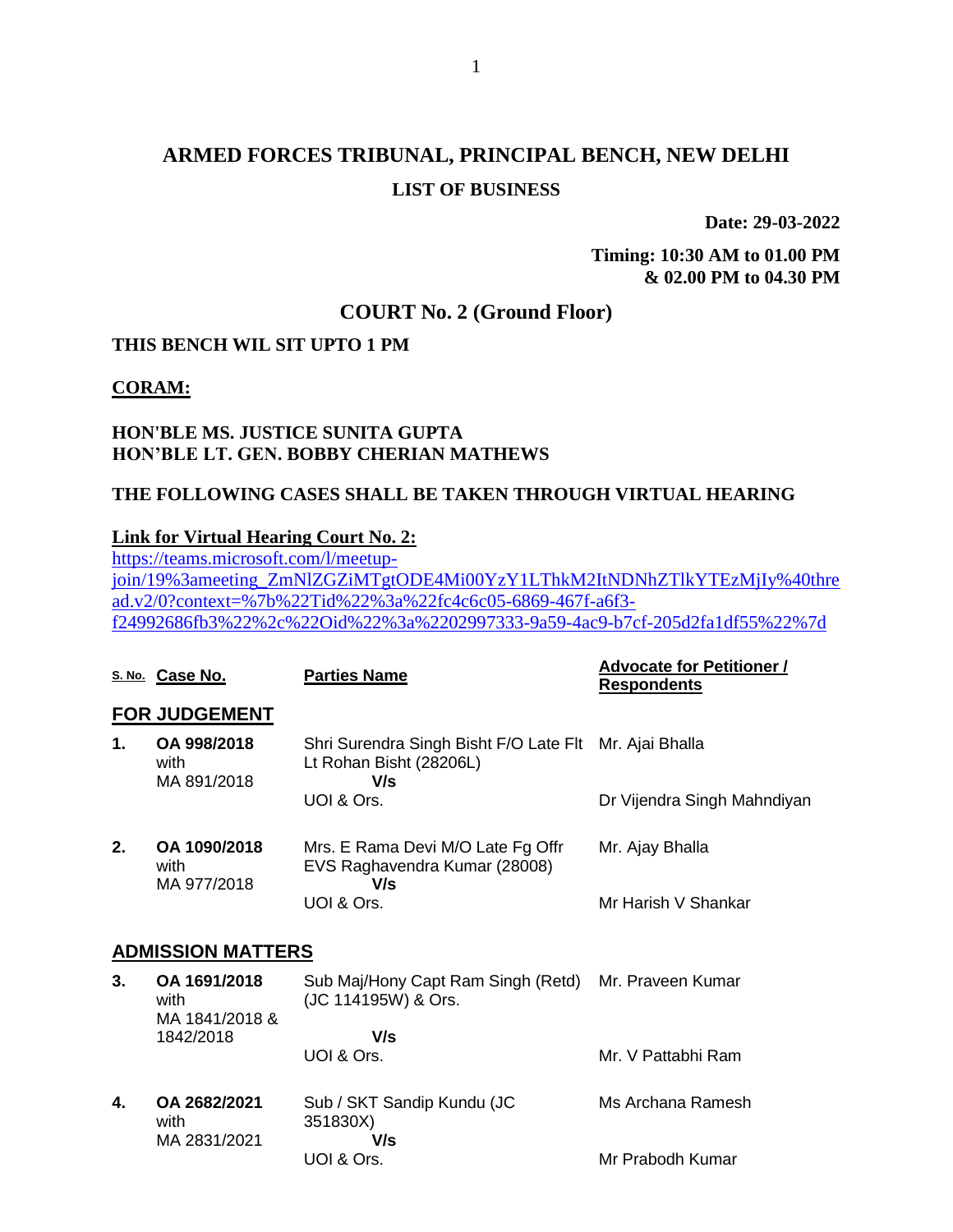# ARMED FORCES TRIBUNAL, PRINCIPAL BENCH, NEW DELHI

## LIST OF BUSINESS

**Date: 29-03-2022**

**Timing: 10:30 AM to 01.00 PM & 02.00 PM to 04.30 PM**

## COURT No. 2 (Ground Floor)

**THIS BENCH WIL SIT UPTO 1 PM**

**CORAM:**

**HON'BLE MS. JUSTICE SUNITA GUPTA**
**HON'BLE LT. GEN. BOBBY CHERIAN MATHEWS**

**THE FOLLOWING CASES SHALL BE TAKEN THROUGH VIRTUAL HEARING**

**Link for Virtual Hearing Court No. 2:**
https://teams.microsoft.com/l/meetup-join/19%3ameeting_ZmNlZGZiMTgtODE4Mi00YzY1LThkM2ItNDNhZTlkYTEzMjIy%40thread.v2/0?context=%7b%22Tid%22%3a%22fc4c6c05-6869-467f-a6f3-f24992686fb3%22%2c%22Oid%22%3a%2202997333-9a59-4ac9-b7cf-205d2fa1df55%22%7d

| S. No. | Case No. | Parties Name | Advocate for Petitioner / Respondents |
|---|---|---|---|
| **FOR JUDGEMENT** | | | |
| **1.** | **OA 998/2018** with MA 891/2018 | Shri Surendra Singh Bisht F/O Late Flt Lt Rohan Bisht (28206L) **V/s** UOI & Ors. | Mr. Ajai Bhalla<br>Dr Vijendra Singh Mahndiyan |
| **2.** | **OA 1090/2018** with MA 977/2018 | Mrs. E Rama Devi M/O Late Fg Offr EVS Raghavendra Kumar (28008) **V/s** UOI & Ors. | Mr. Ajay Bhalla<br>Mr Harish V Shankar |
| **ADMISSION MATTERS** | | | |
| **3.** | **OA 1691/2018** with MA 1841/2018 & 1842/2018 | Sub Maj/Hony Capt Ram Singh (Retd) (JC 114195W) & Ors. **V/s** UOI & Ors. | Mr. Praveen Kumar<br>Mr. V Pattabhi Ram |
| **4.** | **OA 2682/2021** with MA 2831/2021 | Sub / SKT Sandip Kundu (JC 351830X) **V/s** UOI & Ors. | Ms Archana Ramesh<br>Mr Prabodh Kumar |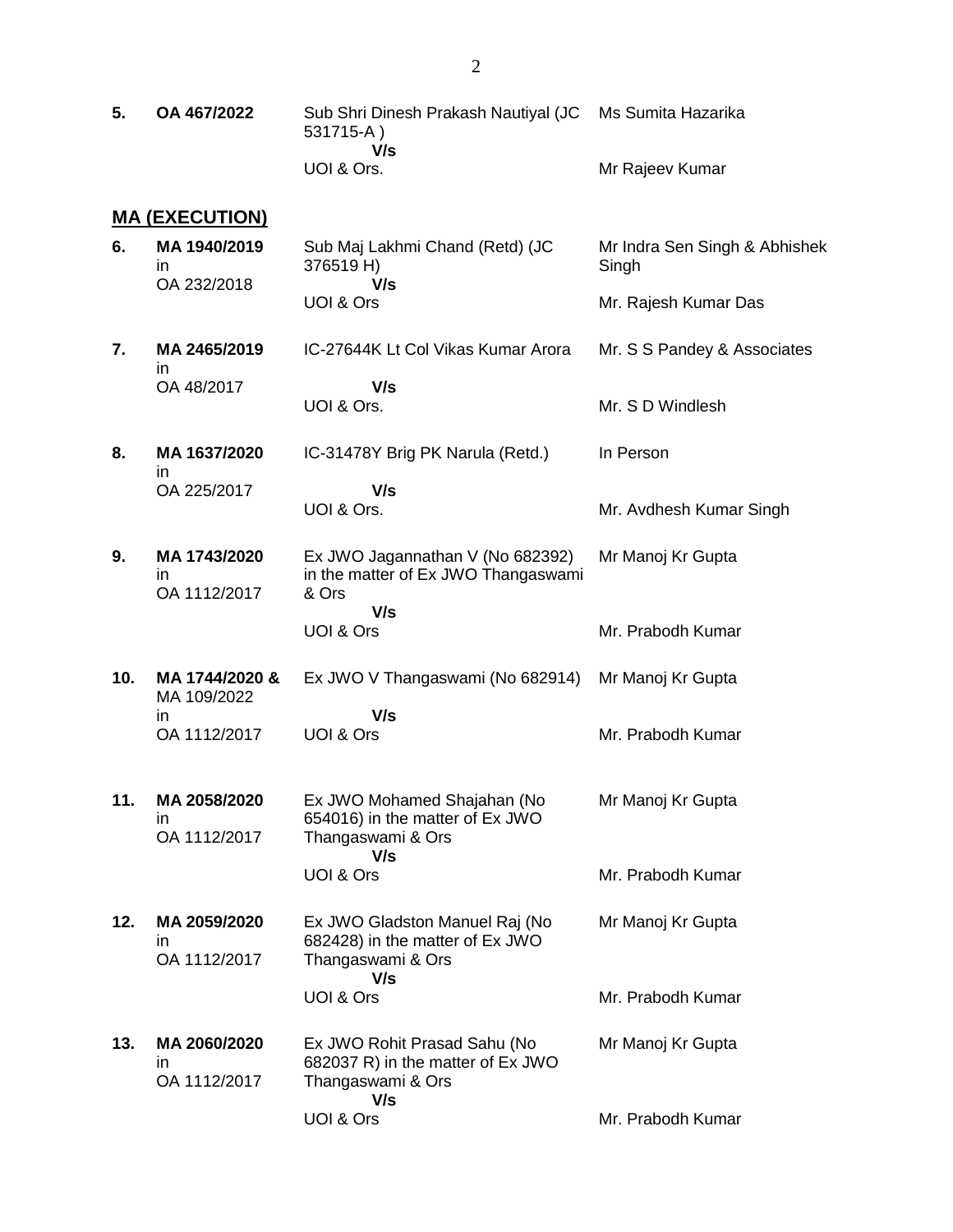| | | | |
|---|---|---|---|
| **5.** | **OA 467/2022** | Sub Shri Dinesh Prakash Nautiyal (JC 531715-A ) **V/s** UOI & Ors. | Ms Sumita Hazarika<br><br>Mr Rajeev Kumar |

**MA (EXECUTION)**

| | | | |
|---|---|---|---|
| **6.** | **MA 1940/2019** in OA 232/2018 | Sub Maj Lakhmi Chand (Retd) (JC 376519 H) **V/s** UOI & Ors | Mr Indra Sen Singh & Abhishek Singh<br><br>Mr. Rajesh Kumar Das |
| **7.** | **MA 2465/2019** in OA 48/2017 | IC-27644K Lt Col Vikas Kumar Arora **V/s** UOI & Ors. | Mr. S S Pandey & Associates<br><br>Mr. S D Windlesh |
| **8.** | **MA 1637/2020** in OA 225/2017 | IC-31478Y Brig PK Narula (Retd.) **V/s** UOI & Ors. | In Person<br><br>Mr. Avdhesh Kumar Singh |
| **9.** | **MA 1743/2020** in OA 1112/2017 | Ex JWO Jagannathan V (No 682392) in the matter of Ex JWO Thangaswami & Ors **V/s** UOI & Ors | Mr Manoj Kr Gupta<br><br>Mr. Prabodh Kumar |
| **10.** | **MA 1744/2020 &** MA 109/2022 in OA 1112/2017 | Ex JWO V Thangaswami (No 682914) **V/s** UOI & Ors | Mr Manoj Kr Gupta<br><br>Mr. Prabodh Kumar |
| **11.** | **MA 2058/2020** in OA 1112/2017 | Ex JWO Mohamed Shajahan (No 654016) in the matter of Ex JWO Thangaswami & Ors **V/s** UOI & Ors | Mr Manoj Kr Gupta<br><br>Mr. Prabodh Kumar |
| **12.** | **MA 2059/2020** in OA 1112/2017 | Ex JWO Gladston Manuel Raj (No 682428) in the matter of Ex JWO Thangaswami & Ors **V/s** UOI & Ors | Mr Manoj Kr Gupta<br><br>Mr. Prabodh Kumar |
| **13.** | **MA 2060/2020** in OA 1112/2017 | Ex JWO Rohit Prasad Sahu (No 682037 R) in the matter of Ex JWO Thangaswami & Ors **V/s** UOI & Ors | Mr Manoj Kr Gupta<br><br>Mr. Prabodh Kumar |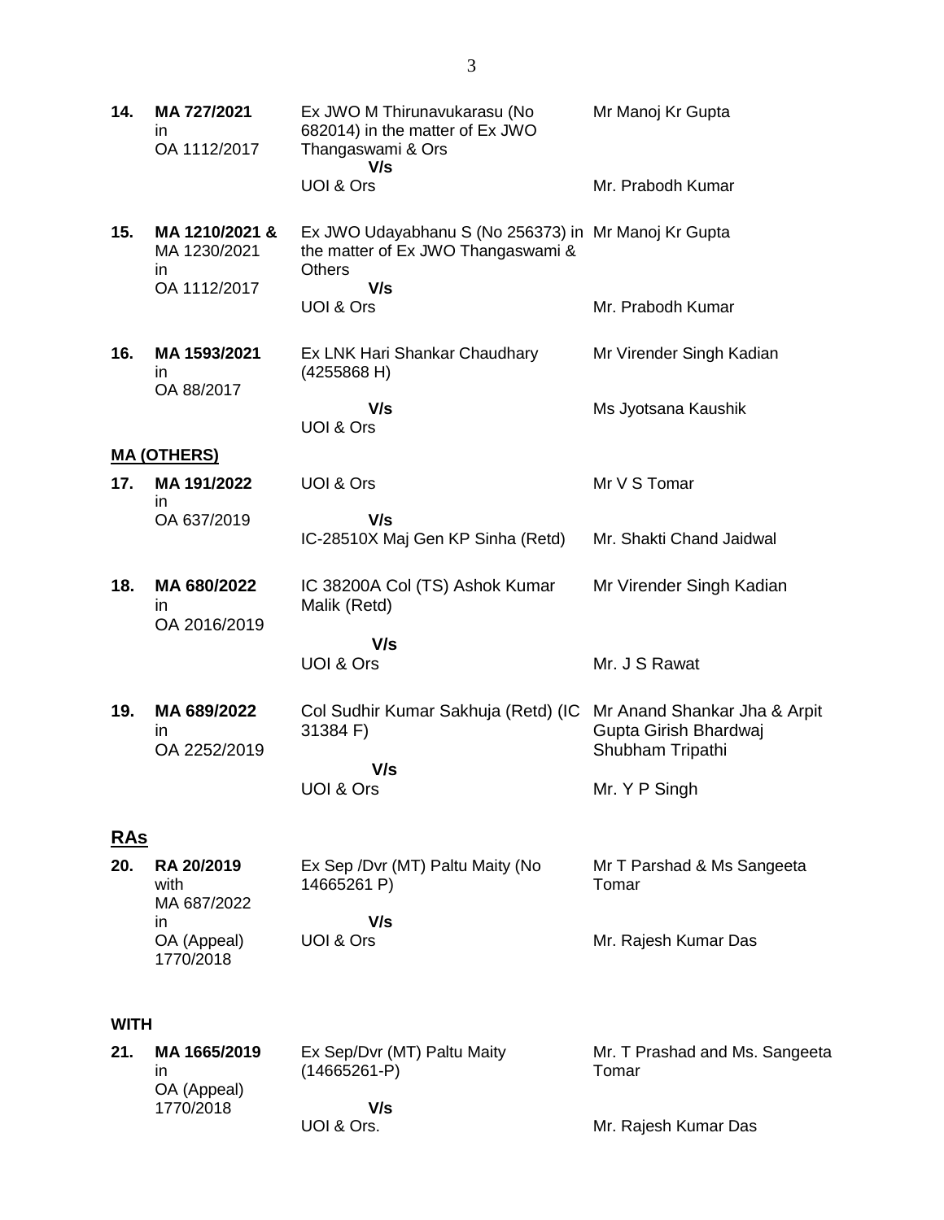| | | | |
|---|---|---|---|
| **14.** | **MA 727/2021** in OA 1112/2017 | Ex JWO M Thirunavukarasu (No 682014) in the matter of Ex JWO Thangaswami & Ors **V/s** UOI & Ors | Mr Manoj Kr Gupta<br><br>Mr. Prabodh Kumar |
| **15.** | **MA 1210/2021 &** MA 1230/2021 in OA 1112/2017 | Ex JWO Udayabhanu S (No 256373) in the matter of Ex JWO Thangaswami & Others **V/s** UOI & Ors | Mr Manoj Kr Gupta<br><br>Mr. Prabodh Kumar |
| **16.** | **MA 1593/2021** in OA 88/2017 | Ex LNK Hari Shankar Chaudhary (4255868 H) **V/s** UOI & Ors | Mr Virender Singh Kadian<br><br>Ms Jyotsana Kaushik |

**MA (OTHERS)**

| | | | |
|---|---|---|---|
| **17.** | **MA 191/2022** in OA 637/2019 | UOI & Ors **V/s** IC-28510X Maj Gen KP Sinha (Retd) | Mr V S Tomar<br><br>Mr. Shakti Chand Jaidwal |
| **18.** | **MA 680/2022** in OA 2016/2019 | IC 38200A Col (TS) Ashok Kumar Malik (Retd) **V/s** UOI & Ors | Mr Virender Singh Kadian<br><br>Mr. J S Rawat |
| **19.** | **MA 689/2022** in OA 2252/2019 | Col Sudhir Kumar Sakhuja (Retd) (IC 31384 F) **V/s** UOI & Ors | Mr Anand Shankar Jha & Arpit Gupta Girish Bhardwaj Shubham Tripathi<br><br>Mr. Y P Singh |

## RAs

| | | | |
|---|---|---|---|
| **20.** | **RA 20/2019** with MA 687/2022 in OA (Appeal) 1770/2018 | Ex Sep /Dvr (MT) Paltu Maity (No 14665261 P) **V/s** UOI & Ors | Mr T Parshad & Ms Sangeeta Tomar<br><br>Mr. Rajesh Kumar Das |

**WITH**

| | | | |
|---|---|---|---|
| **21.** | **MA 1665/2019** in OA (Appeal) 1770/2018 | Ex Sep/Dvr (MT) Paltu Maity (14665261-P) **V/s** UOI & Ors. | Mr. T Prashad and Ms. Sangeeta Tomar<br><br>Mr. Rajesh Kumar Das |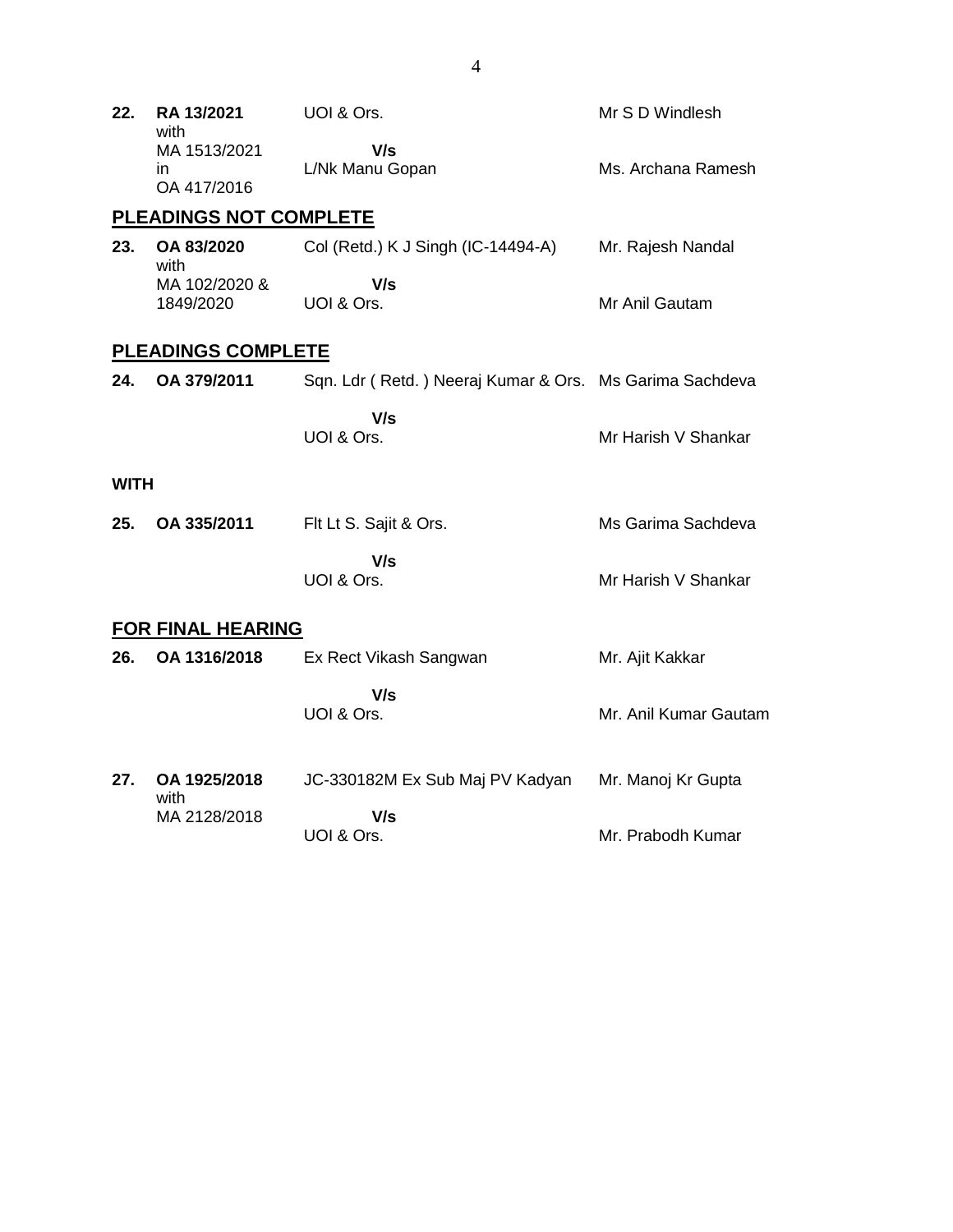| | | | |
|---|---|---|---|
| **22.** | **RA 13/2021** with MA 1513/2021 in OA 417/2016 | UOI & Ors. **V/s** L/Nk Manu Gopan | Mr S D Windlesh<br>Ms. Archana Ramesh |

## PLEADINGS NOT COMPLETE

| | | | |
|---|---|---|---|
| **23.** | **OA 83/2020** with MA 102/2020 & 1849/2020 | Col (Retd.) K J Singh (IC-14494-A) **V/s** UOI & Ors. | Mr. Rajesh Nandal<br>Mr Anil Gautam |

## PLEADINGS COMPLETE

| | | | |
|---|---|---|---|
| **24.** | **OA 379/2011** | Sqn. Ldr ( Retd. ) Neeraj Kumar & Ors. **V/s** UOI & Ors. | Ms Garima Sachdeva<br>Mr Harish V Shankar |

**WITH**

| | | | |
|---|---|---|---|
| **25.** | **OA 335/2011** | Flt Lt S. Sajit & Ors. **V/s** UOI & Ors. | Ms Garima Sachdeva<br>Mr Harish V Shankar |

## FOR FINAL HEARING

| | | | |
|---|---|---|---|
| **26.** | **OA 1316/2018** | Ex Rect Vikash Sangwan **V/s** UOI & Ors. | Mr. Ajit Kakkar<br>Mr. Anil Kumar Gautam |
| **27.** | **OA 1925/2018** with MA 2128/2018 | JC-330182M Ex Sub Maj PV Kadyan **V/s** UOI & Ors. | Mr. Manoj Kr Gupta<br>Mr. Prabodh Kumar |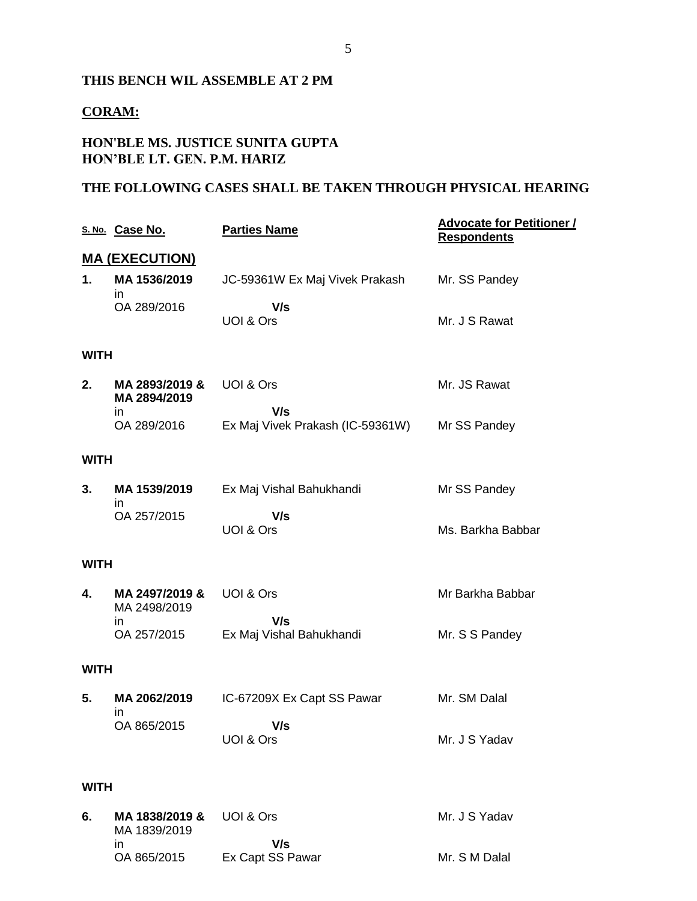**THIS BENCH WIL ASSEMBLE AT 2 PM**

**CORAM:**

**HON'BLE MS. JUSTICE SUNITA GUPTA**
**HON'BLE LT. GEN. P.M. HARIZ**

**THE FOLLOWING CASES SHALL BE TAKEN THROUGH PHYSICAL HEARING**

| S. No. | Case No. | Parties Name | Advocate for Petitioner / Respondents |
|---|---|---|---|
| | **MA (EXECUTION)** | | |
| **1.** | **MA 1536/2019** in OA 289/2016 | JC-59361W Ex Maj Vivek Prakash **V/s** UOI & Ors | Mr. SS Pandey / Mr. J S Rawat |
| **WITH** | | | |
| **2.** | **MA 2893/2019 & MA 2894/2019** in OA 289/2016 | UOI & Ors **V/s** Ex Maj Vivek Prakash (IC-59361W) | Mr. JS Rawat / Mr SS Pandey |
| **WITH** | | | |
| **3.** | **MA 1539/2019** in OA 257/2015 | Ex Maj Vishal Bahukhandi **V/s** UOI & Ors | Mr SS Pandey / Ms. Barkha Babbar |
| **WITH** | | | |
| **4.** | **MA 2497/2019 &** MA 2498/2019 in OA 257/2015 | UOI & Ors **V/s** Ex Maj Vishal Bahukhandi | Mr Barkha Babbar / Mr. S S Pandey |
| **WITH** | | | |
| **5.** | **MA 2062/2019** in OA 865/2015 | IC-67209X Ex Capt SS Pawar **V/s** UOI & Ors | Mr. SM Dalal / Mr. J S Yadav |
| **WITH** | | | |
| **6.** | **MA 1838/2019 &** MA 1839/2019 in OA 865/2015 | UOI & Ors **V/s** Ex Capt SS Pawar | Mr. J S Yadav / Mr. S M Dalal |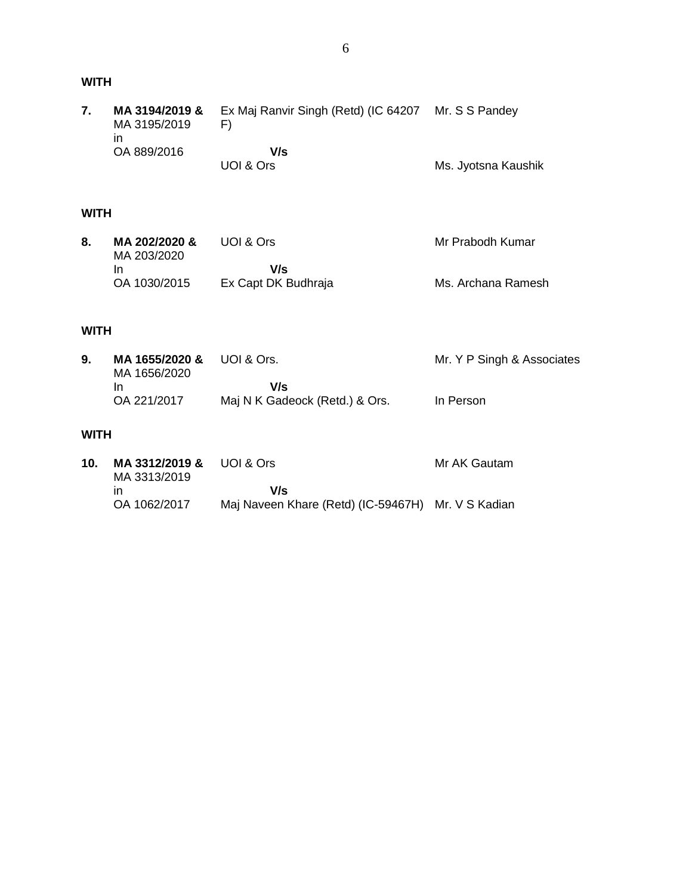**WITH**

| | | | |
|---|---|---|---|
| **7.** | **MA 3194/2019 &** MA 3195/2019 in OA 889/2016 | Ex Maj Ranvir Singh (Retd) (IC 64207 F) | Mr. S S Pandey |
| | | **V/s** | |
| | | UOI & Ors | Ms. Jyotsna Kaushik |

**WITH**

| | | | |
|---|---|---|---|
| **8.** | **MA 202/2020 &** MA 203/2020 In OA 1030/2015 | UOI & Ors | Mr Prabodh Kumar |
| | | **V/s** | |
| | | Ex Capt DK Budhraja | Ms. Archana Ramesh |

**WITH**

| | | | |
|---|---|---|---|
| **9.** | **MA 1655/2020 &** MA 1656/2020 In OA 221/2017 | UOI & Ors. | Mr. Y P Singh & Associates |
| | | **V/s** | |
| | | Maj N K Gadeock (Retd.) & Ors. | In Person |

**WITH**

| | | | |
|---|---|---|---|
| **10.** | **MA 3312/2019 &** MA 3313/2019 in OA 1062/2017 | UOI & Ors | Mr AK Gautam |
| | | **V/s** | |
| | | Maj Naveen Khare (Retd) (IC-59467H) | Mr. V S Kadian |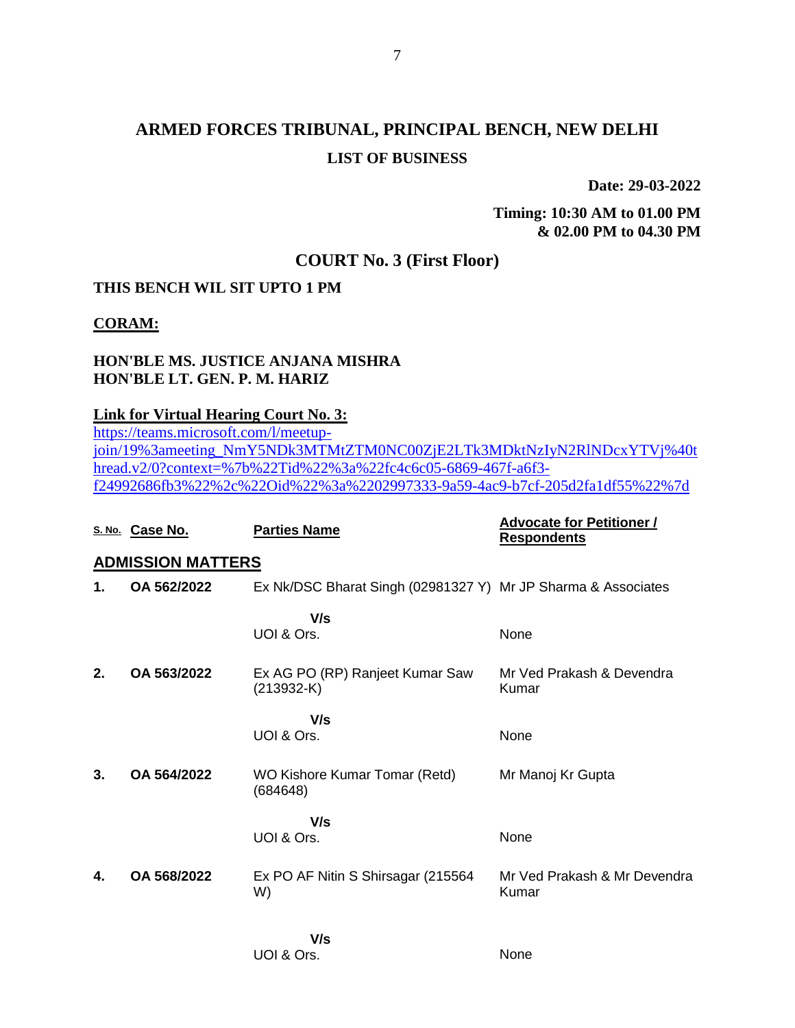# ARMED FORCES TRIBUNAL, PRINCIPAL BENCH, NEW DELHI

## LIST OF BUSINESS

**Date: 29-03-2022**

**Timing: 10:30 AM to 01.00 PM & 02.00 PM to 04.30 PM**

## COURT No. 3 (First Floor)

**THIS BENCH WIL SIT UPTO 1 PM**

**CORAM:**

**HON'BLE MS. JUSTICE ANJANA MISHRA**
**HON'BLE LT. GEN. P. M. HARIZ**

**Link for Virtual Hearing Court No. 3:**
https://teams.microsoft.com/l/meetup-join/19%3ameeting_NmY5NDk3MTMtZTM0NC00ZjE2LTk3MDktNzIyN2RlNDcxYTVj%40thread.v2/0?context=%7b%22Tid%22%3a%22fc4c6c05-6869-467f-a6f3-f24992686fb3%22%2c%22Oid%22%3a%2202997333-9a59-4ac9-b7cf-205d2fa1df55%22%7d

| S. No. | Case No. | Parties Name | Advocate for Petitioner / Respondents |
|---|---|---|---|
| **ADMISSION MATTERS** | | | |
| 1. | OA 562/2022 | Ex Nk/DSC Bharat Singh (02981327 Y) | Mr JP Sharma & Associates |
| | | V/s | |
| | | UOI & Ors. | None |
| 2. | OA 563/2022 | Ex AG PO (RP) Ranjeet Kumar Saw (213932-K) | Mr Ved Prakash & Devendra Kumar |
| | | V/s | |
| | | UOI & Ors. | None |
| 3. | OA 564/2022 | WO Kishore Kumar Tomar (Retd) (684648) | Mr Manoj Kr Gupta |
| | | V/s | |
| | | UOI & Ors. | None |
| 4. | OA 568/2022 | Ex PO AF Nitin S Shirsagar (215564 W) | Mr Ved Prakash & Mr Devendra Kumar |
| | | V/s | |
| | | UOI & Ors. | None |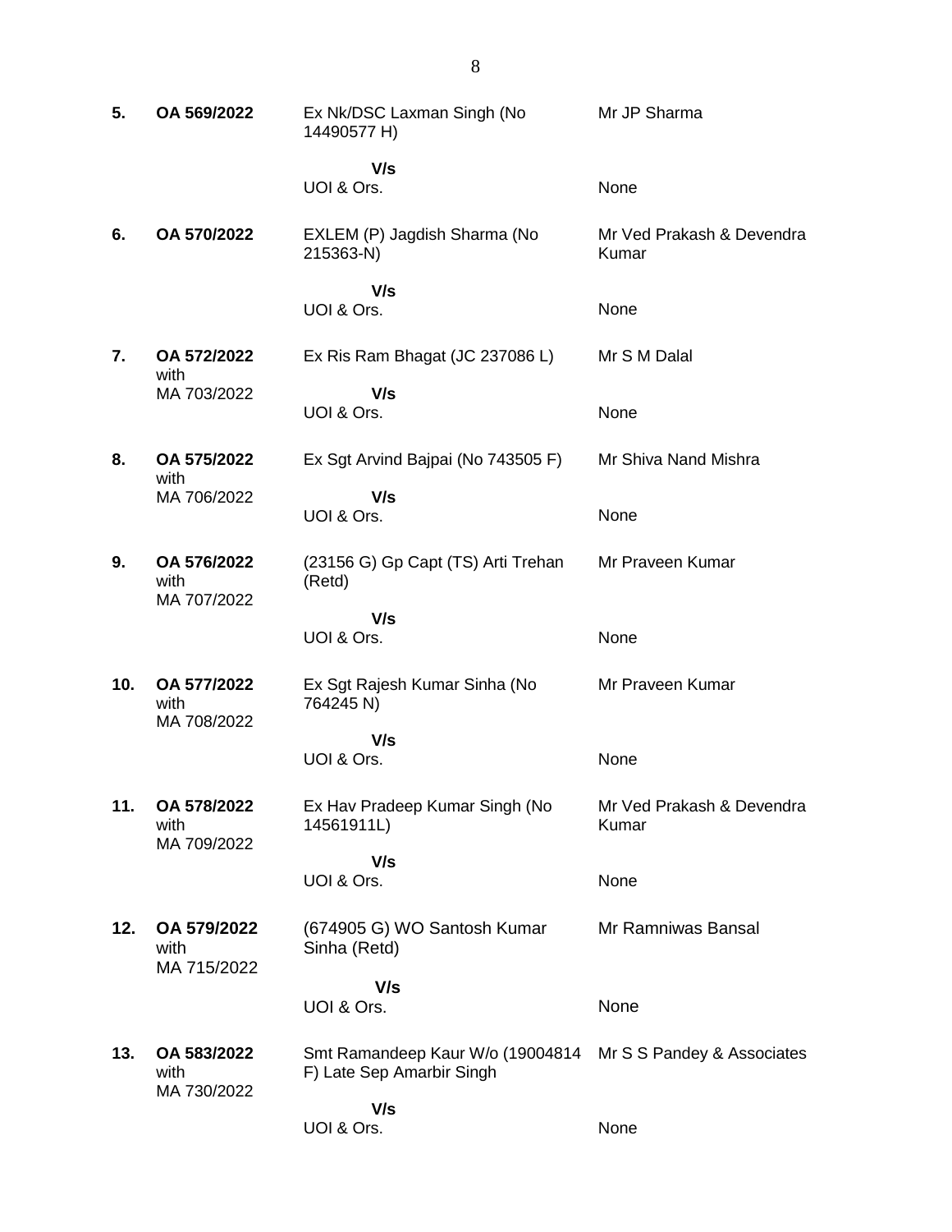| | | | |
|---|---|---|---|
| **5.** | **OA 569/2022** | Ex Nk/DSC Laxman Singh (No 14490577 H)<br><br>**V/s**<br>UOI & Ors. | Mr JP Sharma<br><br><br>None |
| **6.** | **OA 570/2022** | EXLEM (P) Jagdish Sharma (No 215363-N)<br><br>**V/s**<br>UOI & Ors. | Mr Ved Prakash & Devendra Kumar<br><br><br>None |
| **7.** | **OA 572/2022** with MA 703/2022 | Ex Ris Ram Bhagat (JC 237086 L)<br><br>**V/s**<br>UOI & Ors. | Mr S M Dalal<br><br><br>None |
| **8.** | **OA 575/2022** with MA 706/2022 | Ex Sgt Arvind Bajpai (No 743505 F)<br><br>**V/s**<br>UOI & Ors. | Mr Shiva Nand Mishra<br><br><br>None |
| **9.** | **OA 576/2022** with MA 707/2022 | (23156 G) Gp Capt (TS) Arti Trehan (Retd)<br><br>**V/s**<br>UOI & Ors. | Mr Praveen Kumar<br><br><br>None |
| **10.** | **OA 577/2022** with MA 708/2022 | Ex Sgt Rajesh Kumar Sinha (No 764245 N)<br><br>**V/s**<br>UOI & Ors. | Mr Praveen Kumar<br><br><br>None |
| **11.** | **OA 578/2022** with MA 709/2022 | Ex Hav Pradeep Kumar Singh (No 14561911L)<br><br>**V/s**<br>UOI & Ors. | Mr Ved Prakash & Devendra Kumar<br><br><br>None |
| **12.** | **OA 579/2022** with MA 715/2022 | (674905 G) WO Santosh Kumar Sinha (Retd)<br><br>**V/s**<br>UOI & Ors. | Mr Ramniwas Bansal<br><br><br>None |
| **13.** | **OA 583/2022** with MA 730/2022 | Smt Ramandeep Kaur W/o (19004814 F) Late Sep Amarbir Singh<br><br>**V/s**<br>UOI & Ors. | Mr S S Pandey & Associates<br><br><br>None |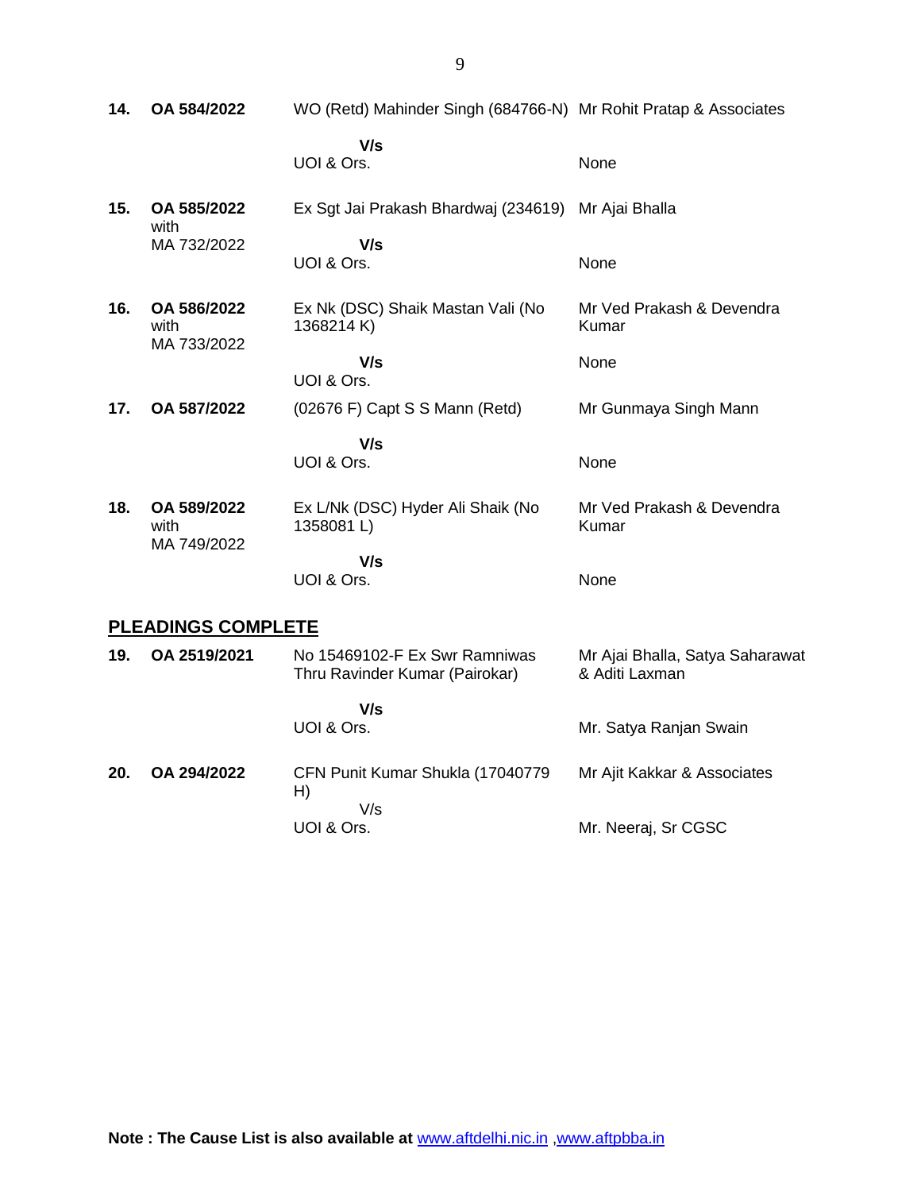| | | | |
|---|---|---|---|
| **14.** | **OA 584/2022** | WO (Retd) Mahinder Singh (684766-N) | Mr Rohit Pratap & Associates |
| | | **V/s** | |
| | | UOI & Ors. | None |
| **15.** | **OA 585/2022** with MA 732/2022 | Ex Sgt Jai Prakash Bhardwaj (234619) | Mr Ajai Bhalla |
| | | **V/s** | |
| | | UOI & Ors. | None |
| **16.** | **OA 586/2022** with MA 733/2022 | Ex Nk (DSC) Shaik Mastan Vali (No 1368214 K) | Mr Ved Prakash & Devendra Kumar |
| | | **V/s** | None |
| | | UOI & Ors. | |
| **17.** | **OA 587/2022** | (02676 F) Capt S S Mann (Retd) | Mr Gunmaya Singh Mann |
| | | **V/s** | |
| | | UOI & Ors. | None |
| **18.** | **OA 589/2022** with MA 749/2022 | Ex L/Nk (DSC) Hyder Ali Shaik (No 1358081 L) | Mr Ved Prakash & Devendra Kumar |
| | | **V/s** | |
| | | UOI & Ors. | None |

## PLEADINGS COMPLETE

| | | | |
|---|---|---|---|
| **19.** | **OA 2519/2021** | No 15469102-F Ex Swr Ramniwas Thru Ravinder Kumar (Pairokar) | Mr Ajai Bhalla, Satya Saharawat & Aditi Laxman |
| | | **V/s** | |
| | | UOI & Ors. | Mr. Satya Ranjan Swain |
| **20.** | **OA 294/2022** | CFN Punit Kumar Shukla (17040779 H) | Mr Ajit Kakkar & Associates |
| | | V/s | |
| | | UOI & Ors. | Mr. Neeraj, Sr CGSC |

**Note : The Cause List is also available at** www.aftdelhi.nic.in ,www.aftpbba.in